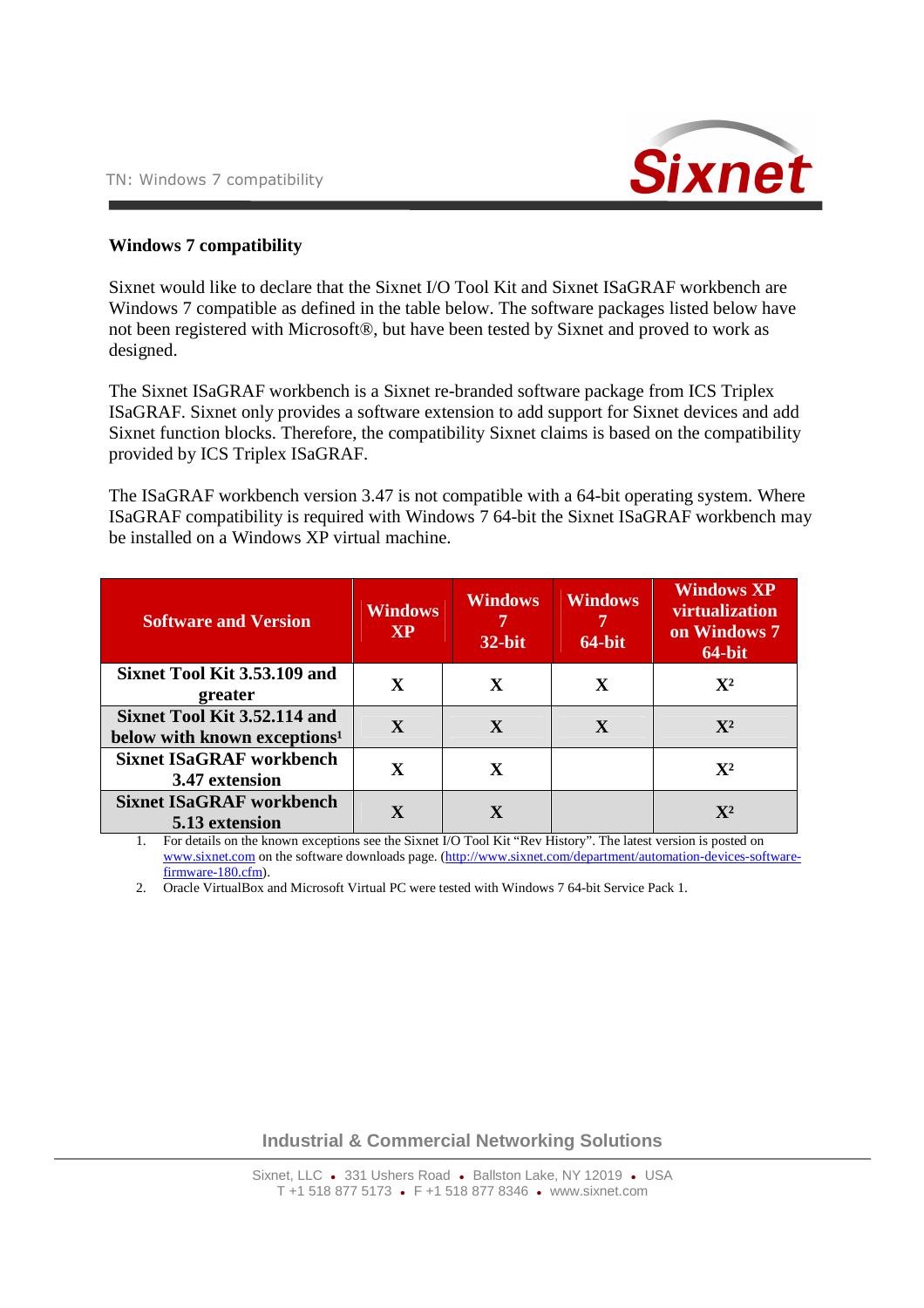# Windows 7 compatibility

Sixnet would like to declare that the Sixnet I/O Tool Kit and Sixnet ISaGRAF workbench are Windows 7 compatible as defined in the table below. The software packages listed below have not been registered with Microsoft®, but have been tested by Sixnet and proved to work as designed.

The Sixnet ISaGRAF workbench is a Sixnet re-branded software package from ICS Triplex ISaGRAF. Sixnet only provides a software extension to add support for Sixnet devices and add Sixnet function blocks. Therefore, the compatibility Sixnet claims is based on the compatibility provided by ICS Triplex ISaGRAF.

The ISaGRAF workbench version 3.47 is not compatible with a 64-bit operating system. Where ISaGRAF compatibility is required with Windows 7 64-bit the Sixnet ISaGRAF workbench may be installed on a Windows XP virtual machine.

| Software and Version | Windows XP | Windows 7 32-bit | Windows 7 64-bit | Windows XP virtualization on Windows 7 64-bit |
|---|---|---|---|---|
| Sixnet Tool Kit 3.53.109 and greater | X | X | X | X[2] |
| Sixnet Tool Kit 3.52.114 and below with known exceptions[1] | X | X | X | X[2] |
| Sixnet ISaGRAF workbench 3.47 extension | X | X | | X[2] |
| Sixnet ISaGRAF workbench 5.13 extension | X | X | | X[2] |

1. For details on the known exceptions see the Sixnet I/O Tool Kit "Rev History". The latest version is posted on www.sixnet.com on the software downloads page. (http://www.sixnet.com/department/automation-devices-software-firmware-180.cfm).
2. Oracle VirtualBox and Microsoft Virtual PC were tested with Windows 7 64-bit Service Pack 1.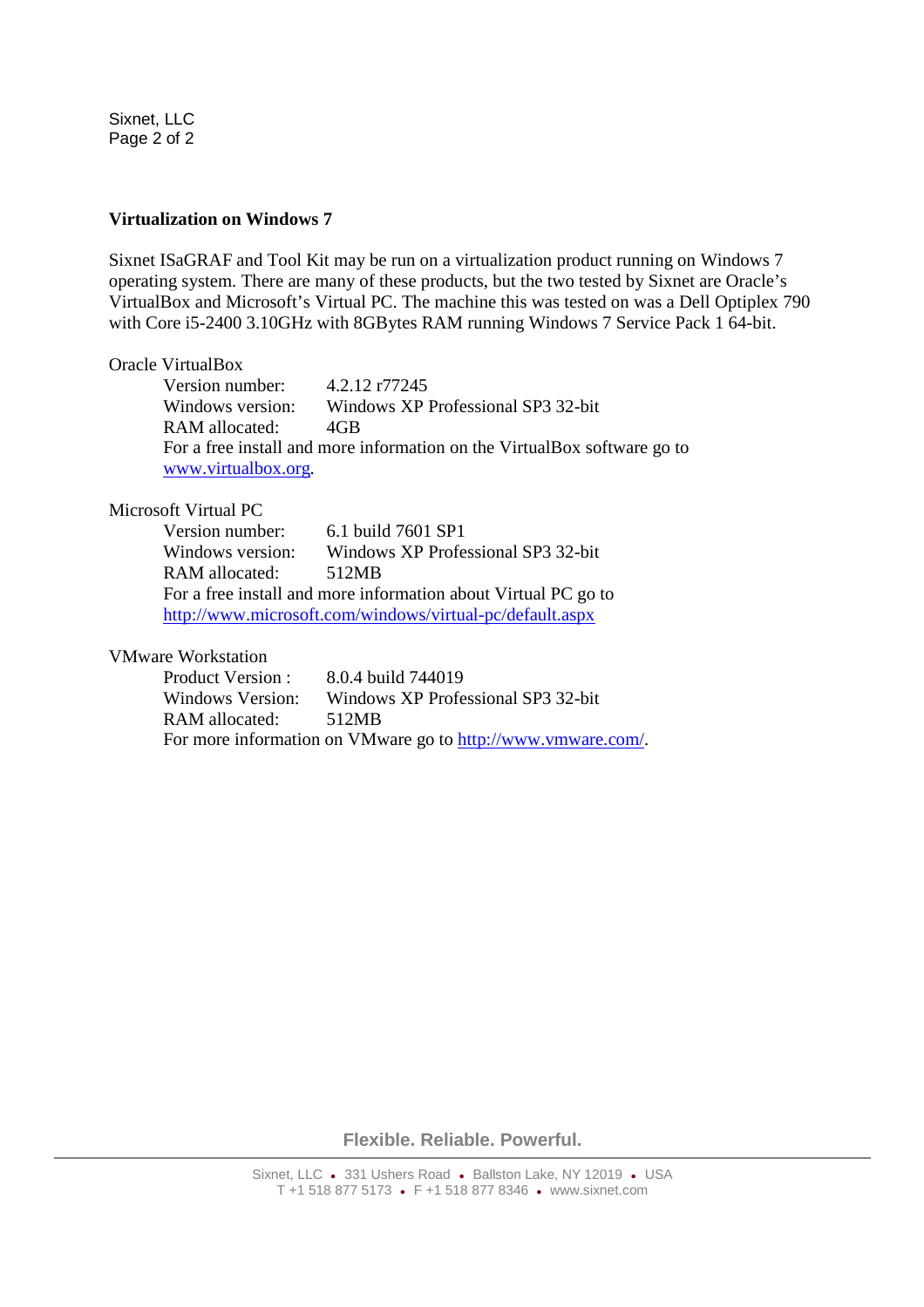## Virtualization on Windows 7

Sixnet ISaGRAF and Tool Kit may be run on a virtualization product running on Windows 7 operating system. There are many of these products, but the two tested by Sixnet are Oracle's VirtualBox and Microsoft's Virtual PC. The machine this was tested on was a Dell Optiplex 790 with Core i5-2400 3.10GHz with 8GBytes RAM running Windows 7 Service Pack 1 64-bit.

Oracle VirtualBox

- Version number: 4.2.12 r77245
- Windows version: Windows XP Professional SP3 32-bit
- RAM allocated: 4GB
- For a free install and more information on the VirtualBox software go to www.virtualbox.org.

Microsoft Virtual PC

- Version number: 6.1 build 7601 SP1
- Windows version: Windows XP Professional SP3 32-bit
- RAM allocated: 512MB
- For a free install and more information about Virtual PC go to http://www.microsoft.com/windows/virtual-pc/default.aspx

VMware Workstation

- Product Version : 8.0.4 build 744019
- Windows Version: Windows XP Professional SP3 32-bit
- RAM allocated: 512MB
- For more information on VMware go to http://www.vmware.com/.